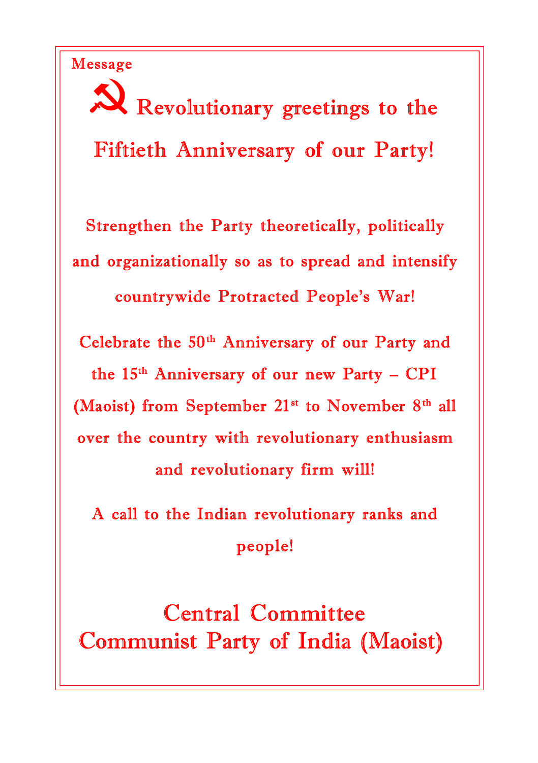Message

# Revolutionary greetings to the Fiftieth Anniversary of our Party!

**Strengthen the Party theoretically, politically and organizationally so as to spread and intensify countrywide Protracted People's War!**

**Celebrate the 50th Anniversary of our Party and the 15th Anniversary of our new Party – CPI (Maoist) from September 21st to November 8th all over the country with revolutionary enthusiasm and revolutionary firm will!**

**A call to the Indian revolutionary ranks and people!**

## Central Committee
## Communist Party of India (Maoist)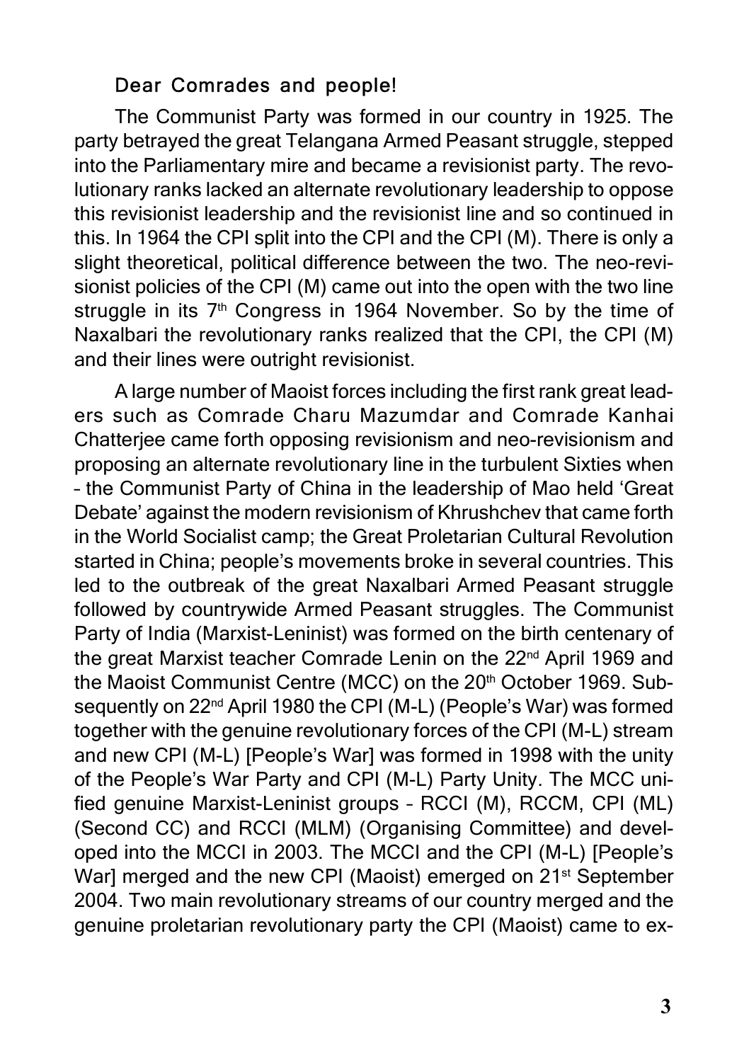**Dear Comrades and people!**

The Communist Party was formed in our country in 1925. The party betrayed the great Telangana Armed Peasant struggle, stepped into the Parliamentary mire and became a revisionist party. The revolutionary ranks lacked an alternate revolutionary leadership to oppose this revisionist leadership and the revisionist line and so continued in this. In 1964 the CPI split into the CPI and the CPI (M). There is only a slight theoretical, political difference between the two. The neo-revisionist policies of the CPI (M) came out into the open with the two line struggle in its 7th Congress in 1964 November. So by the time of Naxalbari the revolutionary ranks realized that the CPI, the CPI (M) and their lines were outright revisionist.

A large number of Maoist forces including the first rank great leaders such as Comrade Charu Mazumdar and Comrade Kanhai Chatterjee came forth opposing revisionism and neo-revisionism and proposing an alternate revolutionary line in the turbulent Sixties when – the Communist Party of China in the leadership of Mao held 'Great Debate' against the modern revisionism of Khrushchev that came forth in the World Socialist camp; the Great Proletarian Cultural Revolution started in China; people's movements broke in several countries. This led to the outbreak of the great Naxalbari Armed Peasant struggle followed by countrywide Armed Peasant struggles. The Communist Party of India (Marxist-Leninist) was formed on the birth centenary of the great Marxist teacher Comrade Lenin on the 22nd April 1969 and the Maoist Communist Centre (MCC) on the 20th October 1969. Subsequently on 22nd April 1980 the CPI (M-L) (People's War) was formed together with the genuine revolutionary forces of the CPI (M-L) stream and new CPI (M-L) [People's War] was formed in 1998 with the unity of the People's War Party and CPI (M-L) Party Unity. The MCC unified genuine Marxist-Leninist groups – RCCI (M), RCCM, CPI (ML) (Second CC) and RCCI (MLM) (Organising Committee) and developed into the MCCI in 2003. The MCCI and the CPI (M-L) [People's War] merged and the new CPI (Maoist) emerged on 21st September 2004. Two main revolutionary streams of our country merged and the genuine proletarian revolutionary party the CPI (Maoist) came to ex-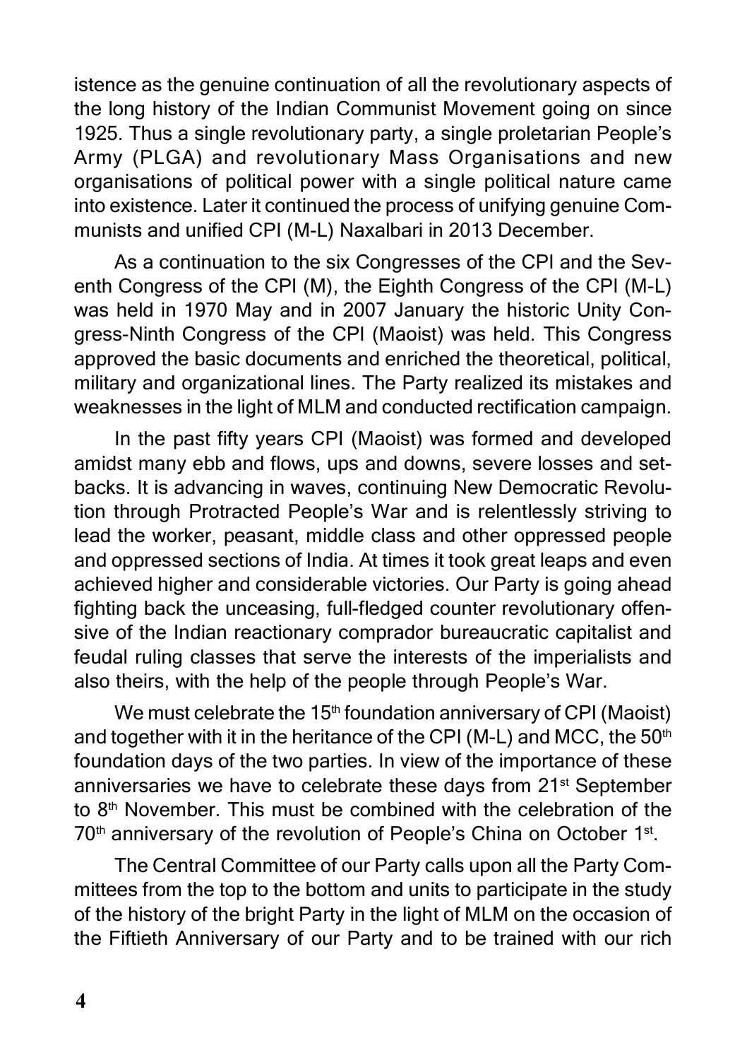istence as the genuine continuation of all the revolutionary aspects of the long history of the Indian Communist Movement going on since 1925. Thus a single revolutionary party, a single proletarian People's Army (PLGA) and revolutionary Mass Organisations and new organisations of political power with a single political nature came into existence. Later it continued the process of unifying genuine Communists and unified CPI (M-L) Naxalbari in 2013 December.

As a continuation to the six Congresses of the CPI and the Seventh Congress of the CPI (M), the Eighth Congress of the CPI (M-L) was held in 1970 May and in 2007 January the historic Unity Congress-Ninth Congress of the CPI (Maoist) was held. This Congress approved the basic documents and enriched the theoretical, political, military and organizational lines. The Party realized its mistakes and weaknesses in the light of MLM and conducted rectification campaign.

In the past fifty years CPI (Maoist) was formed and developed amidst many ebb and flows, ups and downs, severe losses and setbacks. It is advancing in waves, continuing New Democratic Revolution through Protracted People's War and is relentlessly striving to lead the worker, peasant, middle class and other oppressed people and oppressed sections of India. At times it took great leaps and even achieved higher and considerable victories. Our Party is going ahead fighting back the unceasing, full-fledged counter revolutionary offensive of the Indian reactionary comprador bureaucratic capitalist and feudal ruling classes that serve the interests of the imperialists and also theirs, with the help of the people through People's War.

We must celebrate the 15th foundation anniversary of CPI (Maoist) and together with it in the heritance of the CPI (M-L) and MCC, the 50th foundation days of the two parties. In view of the importance of these anniversaries we have to celebrate these days from 21st September to 8th November. This must be combined with the celebration of the 70th anniversary of the revolution of People's China on October 1st.

The Central Committee of our Party calls upon all the Party Committees from the top to the bottom and units to participate in the study of the history of the bright Party in the light of MLM on the occasion of the Fiftieth Anniversary of our Party and to be trained with our rich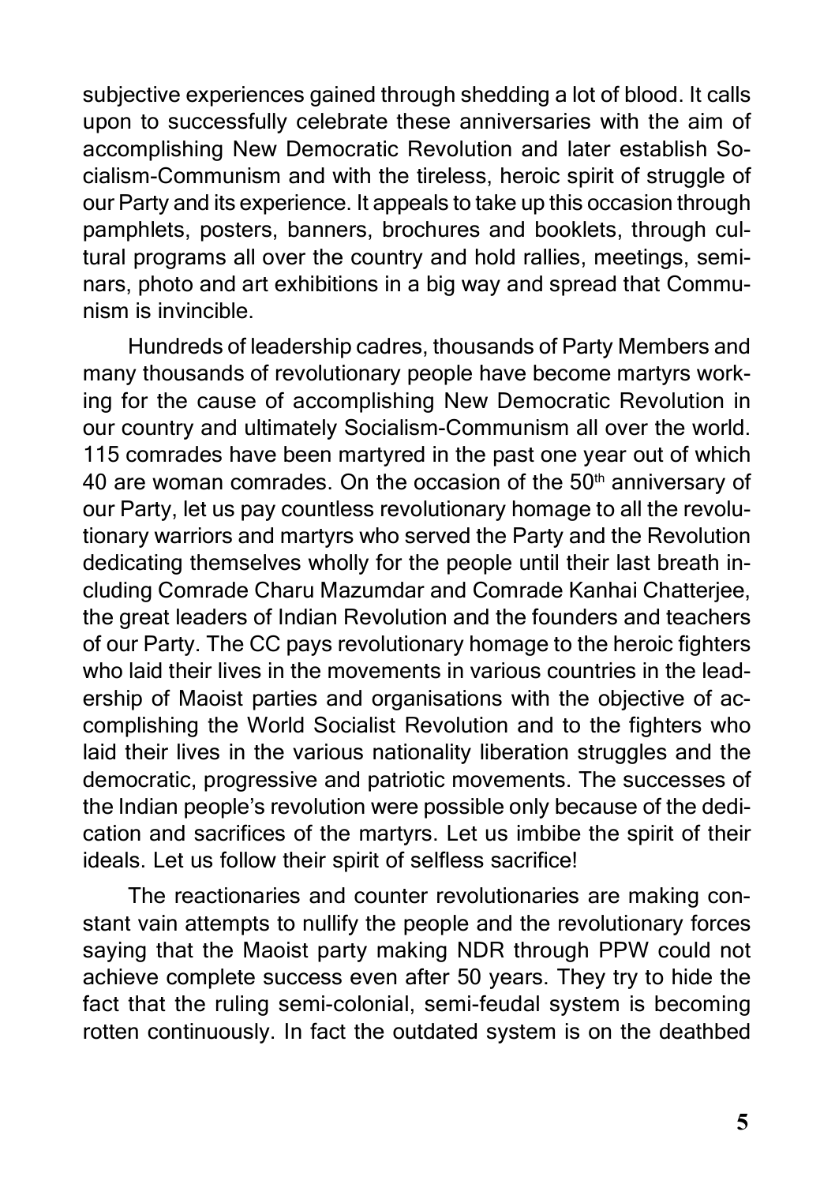subjective experiences gained through shedding a lot of blood. It calls upon to successfully celebrate these anniversaries with the aim of accomplishing New Democratic Revolution and later establish Socialism-Communism and with the tireless, heroic spirit of struggle of our Party and its experience. It appeals to take up this occasion through pamphlets, posters, banners, brochures and booklets, through cultural programs all over the country and hold rallies, meetings, seminars, photo and art exhibitions in a big way and spread that Communism is invincible.

Hundreds of leadership cadres, thousands of Party Members and many thousands of revolutionary people have become martyrs working for the cause of accomplishing New Democratic Revolution in our country and ultimately Socialism-Communism all over the world. 115 comrades have been martyred in the past one year out of which 40 are woman comrades. On the occasion of the 50th anniversary of our Party, let us pay countless revolutionary homage to all the revolutionary warriors and martyrs who served the Party and the Revolution dedicating themselves wholly for the people until their last breath including Comrade Charu Mazumdar and Comrade Kanhai Chatterjee, the great leaders of Indian Revolution and the founders and teachers of our Party. The CC pays revolutionary homage to the heroic fighters who laid their lives in the movements in various countries in the leadership of Maoist parties and organisations with the objective of accomplishing the World Socialist Revolution and to the fighters who laid their lives in the various nationality liberation struggles and the democratic, progressive and patriotic movements. The successes of the Indian people's revolution were possible only because of the dedication and sacrifices of the martyrs. Let us imbibe the spirit of their ideals. Let us follow their spirit of selfless sacrifice!

The reactionaries and counter revolutionaries are making constant vain attempts to nullify the people and the revolutionary forces saying that the Maoist party making NDR through PPW could not achieve complete success even after 50 years. They try to hide the fact that the ruling semi-colonial, semi-feudal system is becoming rotten continuously. In fact the outdated system is on the deathbed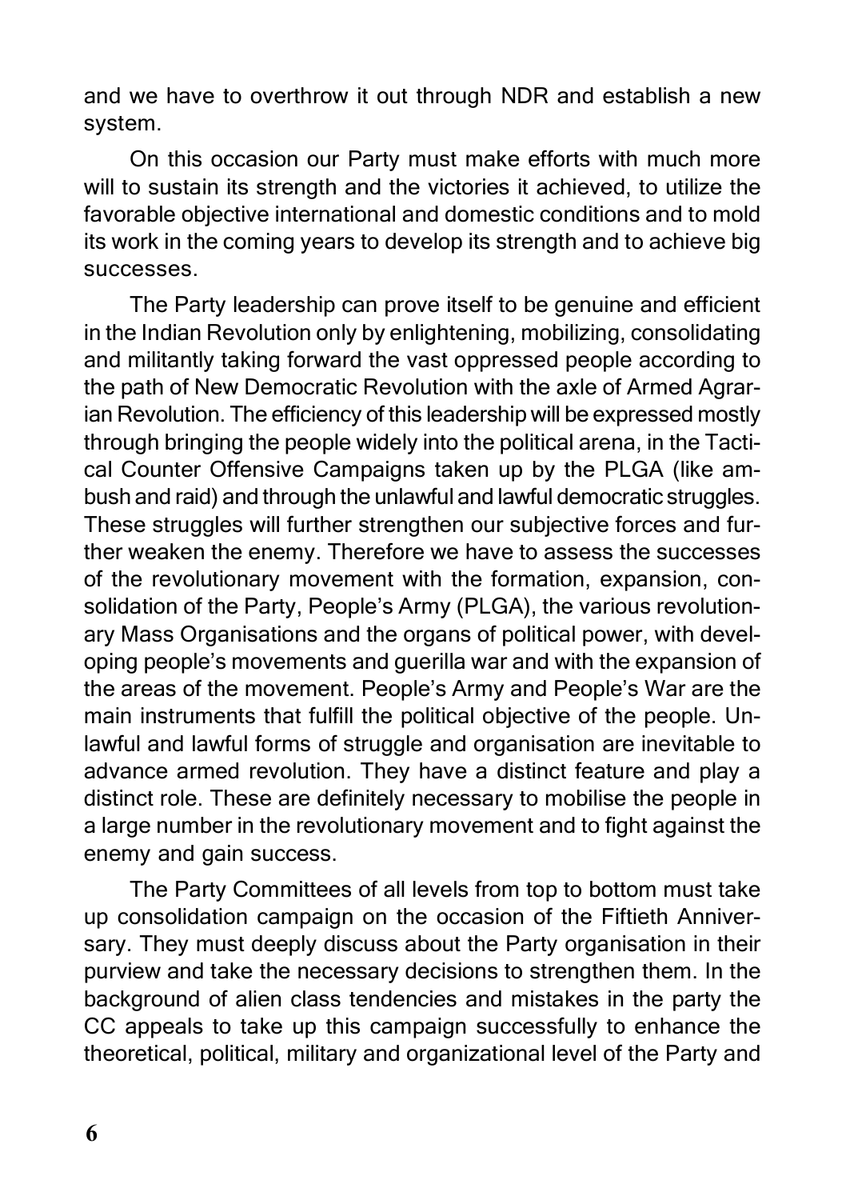and we have to overthrow it out through NDR and establish a new system.

On this occasion our Party must make efforts with much more will to sustain its strength and the victories it achieved, to utilize the favorable objective international and domestic conditions and to mold its work in the coming years to develop its strength and to achieve big successes.

The Party leadership can prove itself to be genuine and efficient in the Indian Revolution only by enlightening, mobilizing, consolidating and militantly taking forward the vast oppressed people according to the path of New Democratic Revolution with the axle of Armed Agrarian Revolution. The efficiency of this leadership will be expressed mostly through bringing the people widely into the political arena, in the Tactical Counter Offensive Campaigns taken up by the PLGA (like ambush and raid) and through the unlawful and lawful democratic struggles. These struggles will further strengthen our subjective forces and further weaken the enemy. Therefore we have to assess the successes of the revolutionary movement with the formation, expansion, consolidation of the Party, People's Army (PLGA), the various revolutionary Mass Organisations and the organs of political power, with developing people's movements and guerilla war and with the expansion of the areas of the movement. People's Army and People's War are the main instruments that fulfill the political objective of the people. Unlawful and lawful forms of struggle and organisation are inevitable to advance armed revolution. They have a distinct feature and play a distinct role. These are definitely necessary to mobilise the people in a large number in the revolutionary movement and to fight against the enemy and gain success.

The Party Committees of all levels from top to bottom must take up consolidation campaign on the occasion of the Fiftieth Anniversary. They must deeply discuss about the Party organisation in their purview and take the necessary decisions to strengthen them. In the background of alien class tendencies and mistakes in the party the CC appeals to take up this campaign successfully to enhance the theoretical, political, military and organizational level of the Party and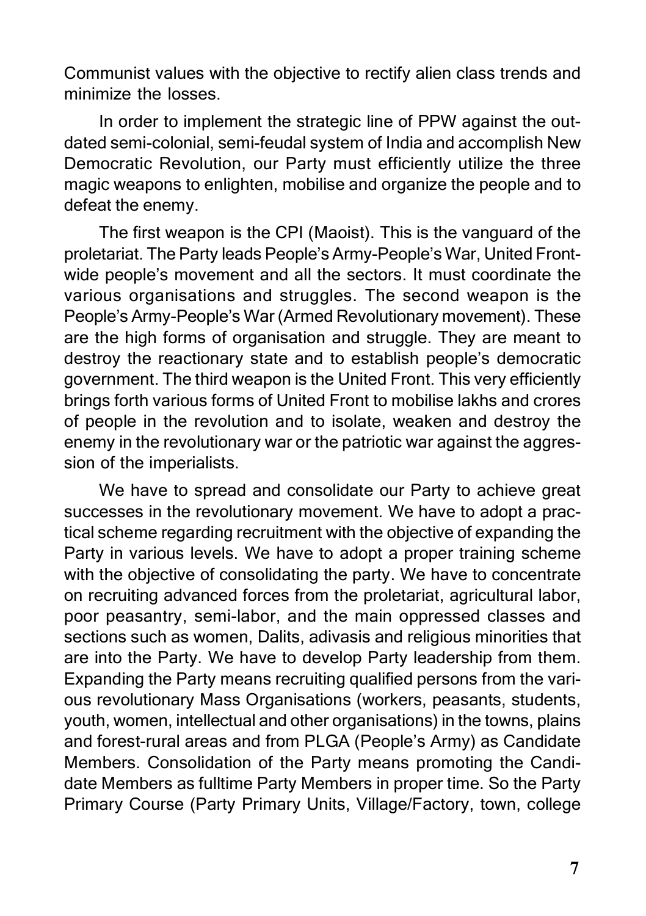Communist values with the objective to rectify alien class trends and minimize the losses.

In order to implement the strategic line of PPW against the outdated semi-colonial, semi-feudal system of India and accomplish New Democratic Revolution, our Party must efficiently utilize the three magic weapons to enlighten, mobilise and organize the people and to defeat the enemy.

The first weapon is the CPI (Maoist). This is the vanguard of the proletariat. The Party leads People's Army-People's War, United Front-wide people's movement and all the sectors. It must coordinate the various organisations and struggles. The second weapon is the People's Army-People's War (Armed Revolutionary movement). These are the high forms of organisation and struggle. They are meant to destroy the reactionary state and to establish people's democratic government. The third weapon is the United Front. This very efficiently brings forth various forms of United Front to mobilise lakhs and crores of people in the revolution and to isolate, weaken and destroy the enemy in the revolutionary war or the patriotic war against the aggression of the imperialists.

We have to spread and consolidate our Party to achieve great successes in the revolutionary movement. We have to adopt a practical scheme regarding recruitment with the objective of expanding the Party in various levels. We have to adopt a proper training scheme with the objective of consolidating the party. We have to concentrate on recruiting advanced forces from the proletariat, agricultural labor, poor peasantry, semi-labor, and the main oppressed classes and sections such as women, Dalits, adivasis and religious minorities that are into the Party. We have to develop Party leadership from them. Expanding the Party means recruiting qualified persons from the various revolutionary Mass Organisations (workers, peasants, students, youth, women, intellectual and other organisations) in the towns, plains and forest-rural areas and from PLGA (People's Army) as Candidate Members. Consolidation of the Party means promoting the Candidate Members as fulltime Party Members in proper time. So the Party Primary Course (Party Primary Units, Village/Factory, town, college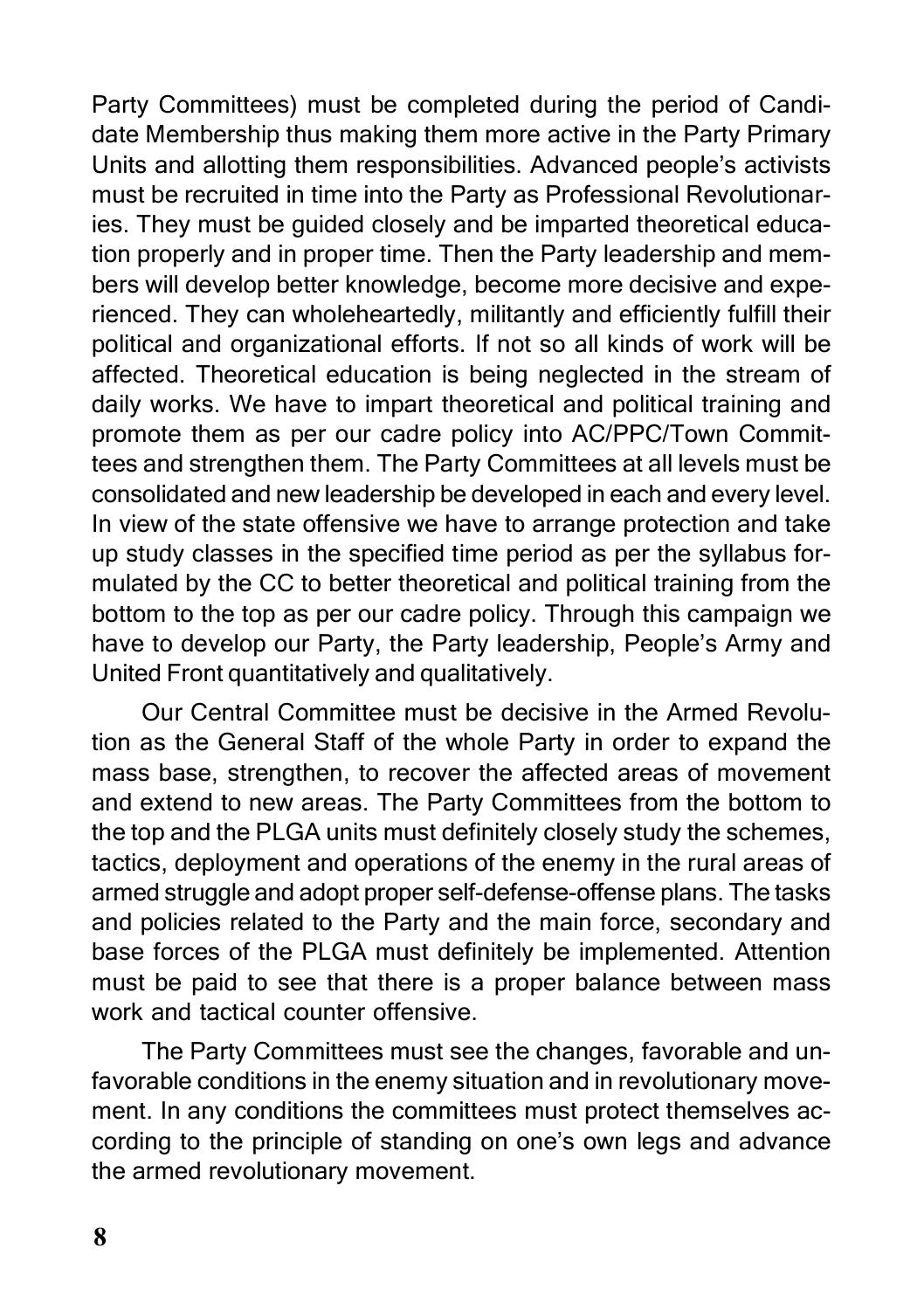Party Committees) must be completed during the period of Candidate Membership thus making them more active in the Party Primary Units and allotting them responsibilities. Advanced people's activists must be recruited in time into the Party as Professional Revolutionaries. They must be guided closely and be imparted theoretical education properly and in proper time. Then the Party leadership and members will develop better knowledge, become more decisive and experienced. They can wholeheartedly, militantly and efficiently fulfill their political and organizational efforts. If not so all kinds of work will be affected. Theoretical education is being neglected in the stream of daily works. We have to impart theoretical and political training and promote them as per our cadre policy into AC/PPC/Town Committees and strengthen them. The Party Committees at all levels must be consolidated and new leadership be developed in each and every level. In view of the state offensive we have to arrange protection and take up study classes in the specified time period as per the syllabus formulated by the CC to better theoretical and political training from the bottom to the top as per our cadre policy. Through this campaign we have to develop our Party, the Party leadership, People's Army and United Front quantitatively and qualitatively.

Our Central Committee must be decisive in the Armed Revolution as the General Staff of the whole Party in order to expand the mass base, strengthen, to recover the affected areas of movement and extend to new areas. The Party Committees from the bottom to the top and the PLGA units must definitely closely study the schemes, tactics, deployment and operations of the enemy in the rural areas of armed struggle and adopt proper self-defense-offense plans. The tasks and policies related to the Party and the main force, secondary and base forces of the PLGA must definitely be implemented. Attention must be paid to see that there is a proper balance between mass work and tactical counter offensive.

The Party Committees must see the changes, favorable and unfavorable conditions in the enemy situation and in revolutionary movement. In any conditions the committees must protect themselves according to the principle of standing on one's own legs and advance the armed revolutionary movement.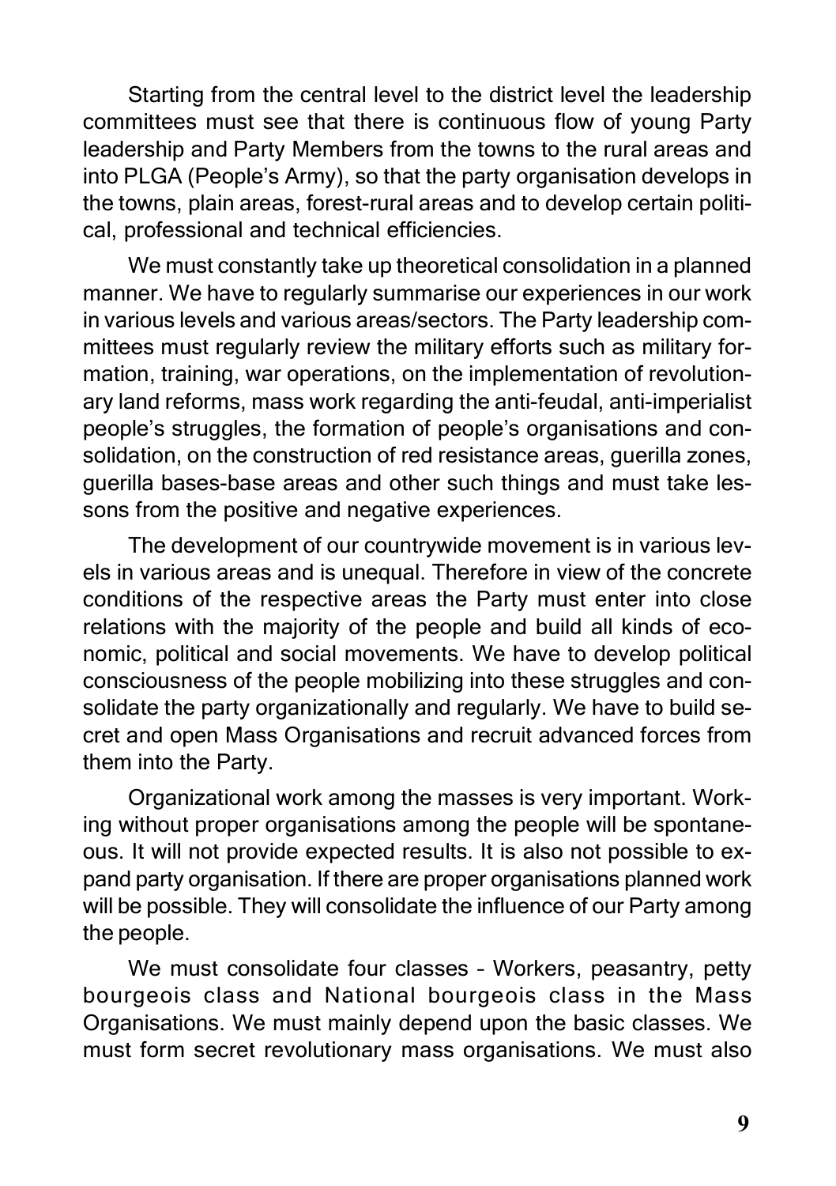Starting from the central level to the district level the leadership committees must see that there is continuous flow of young Party leadership and Party Members from the towns to the rural areas and into PLGA (People's Army), so that the party organisation develops in the towns, plain areas, forest-rural areas and to develop certain political, professional and technical efficiencies.

We must constantly take up theoretical consolidation in a planned manner. We have to regularly summarise our experiences in our work in various levels and various areas/sectors. The Party leadership committees must regularly review the military efforts such as military formation, training, war operations, on the implementation of revolutionary land reforms, mass work regarding the anti-feudal, anti-imperialist people's struggles, the formation of people's organisations and consolidation, on the construction of red resistance areas, guerilla zones, guerilla bases-base areas and other such things and must take lessons from the positive and negative experiences.

The development of our countrywide movement is in various levels in various areas and is unequal. Therefore in view of the concrete conditions of the respective areas the Party must enter into close relations with the majority of the people and build all kinds of economic, political and social movements. We have to develop political consciousness of the people mobilizing into these struggles and consolidate the party organizationally and regularly. We have to build secret and open Mass Organisations and recruit advanced forces from them into the Party.

Organizational work among the masses is very important. Working without proper organisations among the people will be spontaneous. It will not provide expected results. It is also not possible to expand party organisation. If there are proper organisations planned work will be possible. They will consolidate the influence of our Party among the people.

We must consolidate four classes – Workers, peasantry, petty bourgeois class and National bourgeois class in the Mass Organisations. We must mainly depend upon the basic classes. We must form secret revolutionary mass organisations. We must also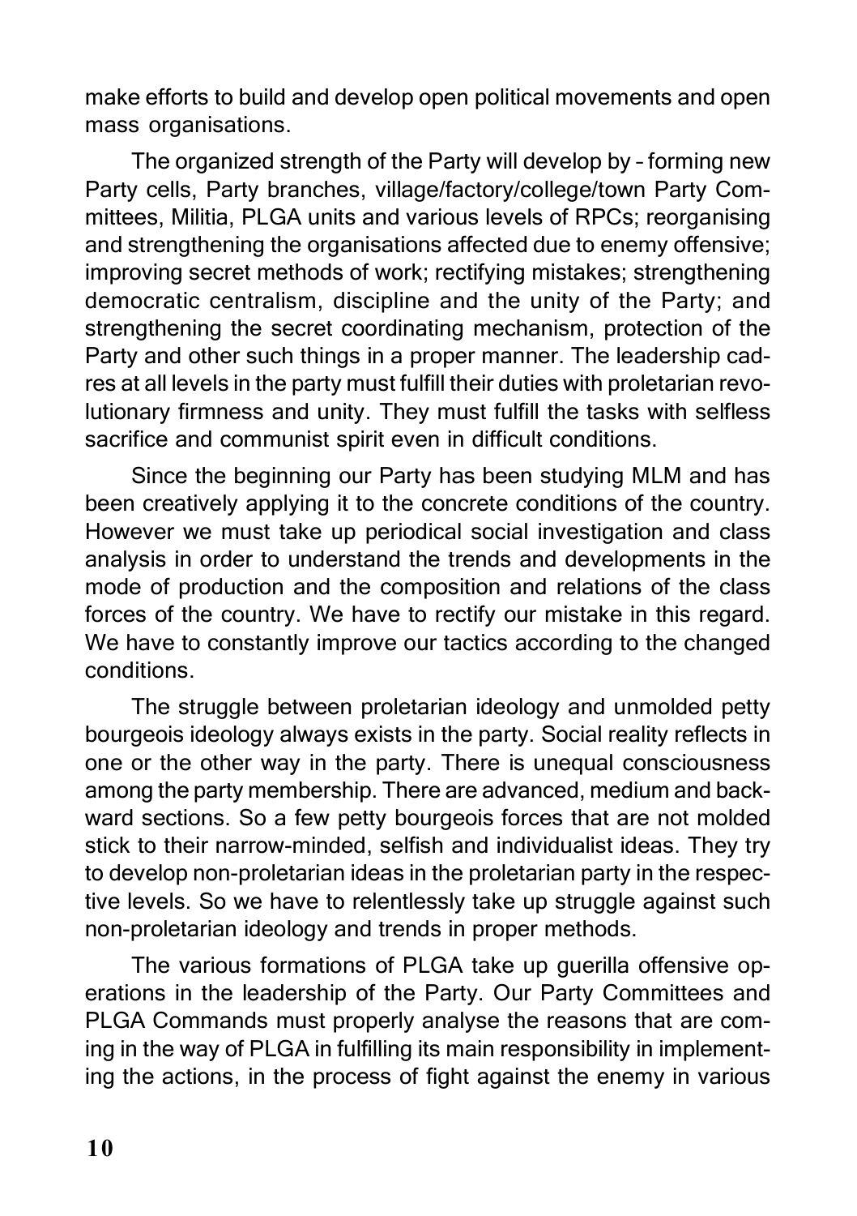make efforts to build and develop open political movements and open mass organisations.

The organized strength of the Party will develop by – forming new Party cells, Party branches, village/factory/college/town Party Committees, Militia, PLGA units and various levels of RPCs; reorganising and strengthening the organisations affected due to enemy offensive; improving secret methods of work; rectifying mistakes; strengthening democratic centralism, discipline and the unity of the Party; and strengthening the secret coordinating mechanism, protection of the Party and other such things in a proper manner. The leadership cadres at all levels in the party must fulfill their duties with proletarian revolutionary firmness and unity. They must fulfill the tasks with selfless sacrifice and communist spirit even in difficult conditions.

Since the beginning our Party has been studying MLM and has been creatively applying it to the concrete conditions of the country. However we must take up periodical social investigation and class analysis in order to understand the trends and developments in the mode of production and the composition and relations of the class forces of the country. We have to rectify our mistake in this regard. We have to constantly improve our tactics according to the changed conditions.

The struggle between proletarian ideology and unmolded petty bourgeois ideology always exists in the party. Social reality reflects in one or the other way in the party. There is unequal consciousness among the party membership. There are advanced, medium and backward sections. So a few petty bourgeois forces that are not molded stick to their narrow-minded, selfish and individualist ideas. They try to develop non-proletarian ideas in the proletarian party in the respective levels. So we have to relentlessly take up struggle against such non-proletarian ideology and trends in proper methods.

The various formations of PLGA take up guerilla offensive operations in the leadership of the Party. Our Party Committees and PLGA Commands must properly analyse the reasons that are coming in the way of PLGA in fulfilling its main responsibility in implementing the actions, in the process of fight against the enemy in various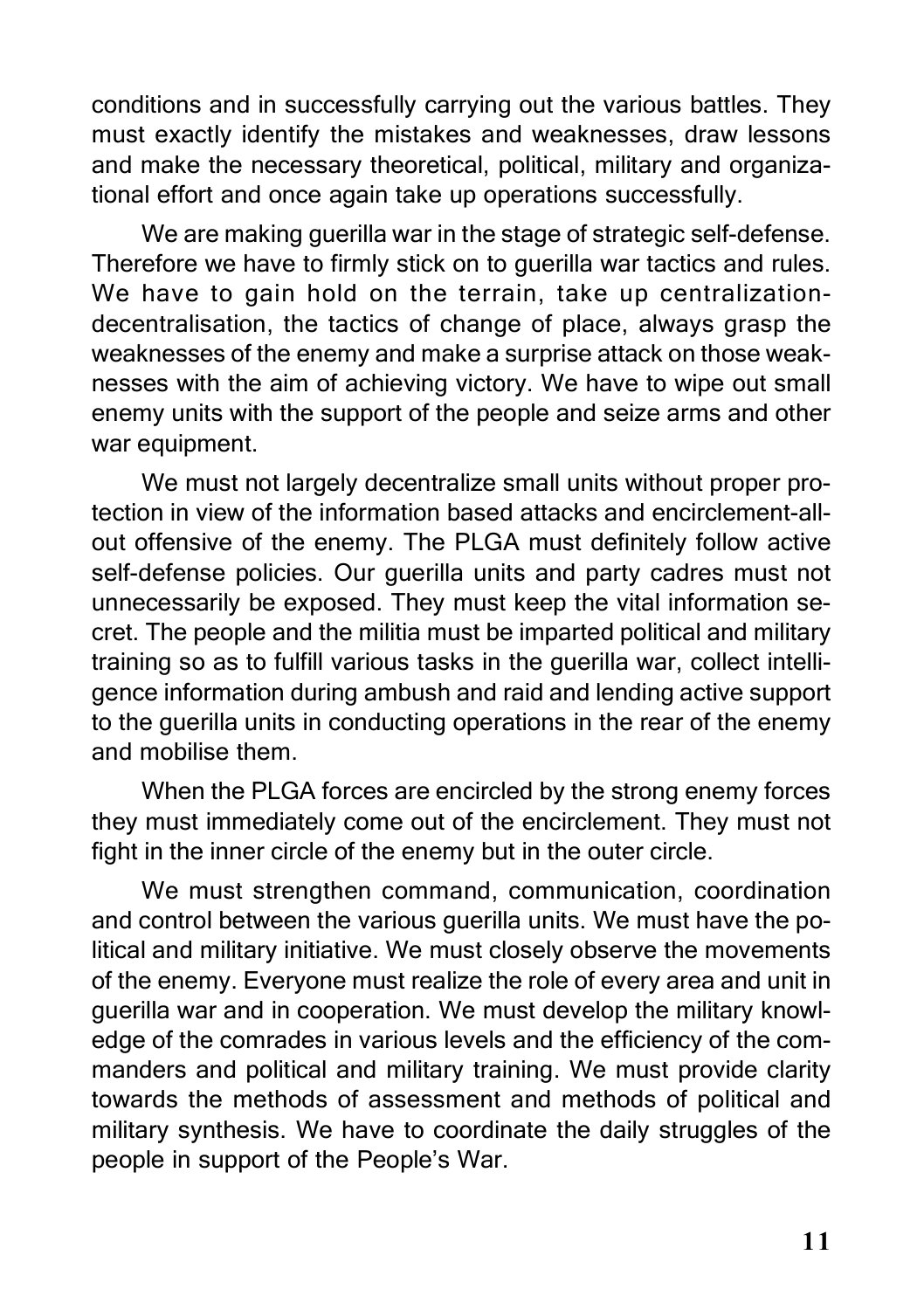conditions and in successfully carrying out the various battles. They must exactly identify the mistakes and weaknesses, draw lessons and make the necessary theoretical, political, military and organizational effort and once again take up operations successfully.

We are making guerilla war in the stage of strategic self-defense. Therefore we have to firmly stick on to guerilla war tactics and rules. We have to gain hold on the terrain, take up centralization-decentralisation, the tactics of change of place, always grasp the weaknesses of the enemy and make a surprise attack on those weaknesses with the aim of achieving victory. We have to wipe out small enemy units with the support of the people and seize arms and other war equipment.

We must not largely decentralize small units without proper protection in view of the information based attacks and encirclement-all-out offensive of the enemy. The PLGA must definitely follow active self-defense policies. Our guerilla units and party cadres must not unnecessarily be exposed. They must keep the vital information secret. The people and the militia must be imparted political and military training so as to fulfill various tasks in the guerilla war, collect intelligence information during ambush and raid and lending active support to the guerilla units in conducting operations in the rear of the enemy and mobilise them.

When the PLGA forces are encircled by the strong enemy forces they must immediately come out of the encirclement. They must not fight in the inner circle of the enemy but in the outer circle.

We must strengthen command, communication, coordination and control between the various guerilla units. We must have the political and military initiative. We must closely observe the movements of the enemy. Everyone must realize the role of every area and unit in guerilla war and in cooperation. We must develop the military knowledge of the comrades in various levels and the efficiency of the commanders and political and military training. We must provide clarity towards the methods of assessment and methods of political and military synthesis. We have to coordinate the daily struggles of the people in support of the People's War.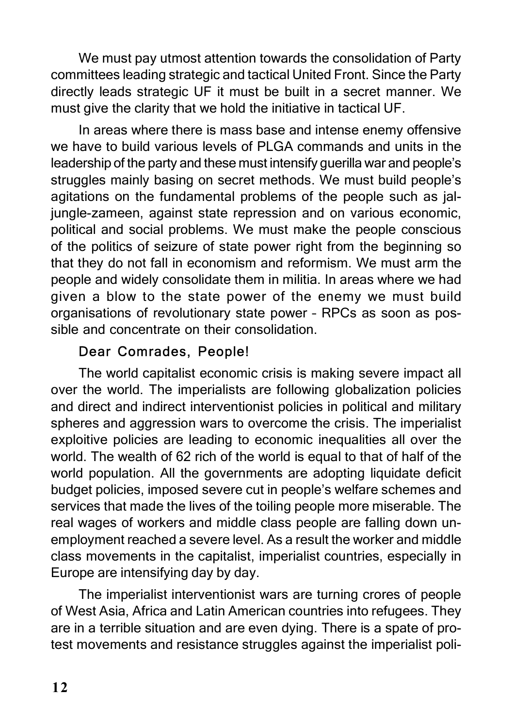We must pay utmost attention towards the consolidation of Party committees leading strategic and tactical United Front. Since the Party directly leads strategic UF it must be built in a secret manner. We must give the clarity that we hold the initiative in tactical UF.

In areas where there is mass base and intense enemy offensive we have to build various levels of PLGA commands and units in the leadership of the party and these must intensify guerilla war and people's struggles mainly basing on secret methods. We must build people's agitations on the fundamental problems of the people such as jal-jungle-zameen, against state repression and on various economic, political and social problems. We must make the people conscious of the politics of seizure of state power right from the beginning so that they do not fall in economism and reformism. We must arm the people and widely consolidate them in militia. In areas where we had given a blow to the state power of the enemy we must build organisations of revolutionary state power – RPCs as soon as possible and concentrate on their consolidation.

Dear Comrades, People!

The world capitalist economic crisis is making severe impact all over the world. The imperialists are following globalization policies and direct and indirect interventionist policies in political and military spheres and aggression wars to overcome the crisis. The imperialist exploitive policies are leading to economic inequalities all over the world. The wealth of 62 rich of the world is equal to that of half of the world population. All the governments are adopting liquidate deficit budget policies, imposed severe cut in people's welfare schemes and services that made the lives of the toiling people more miserable. The real wages of workers and middle class people are falling down unemployment reached a severe level. As a result the worker and middle class movements in the capitalist, imperialist countries, especially in Europe are intensifying day by day.

The imperialist interventionist wars are turning crores of people of West Asia, Africa and Latin American countries into refugees. They are in a terrible situation and are even dying. There is a spate of protest movements and resistance struggles against the imperialist poli-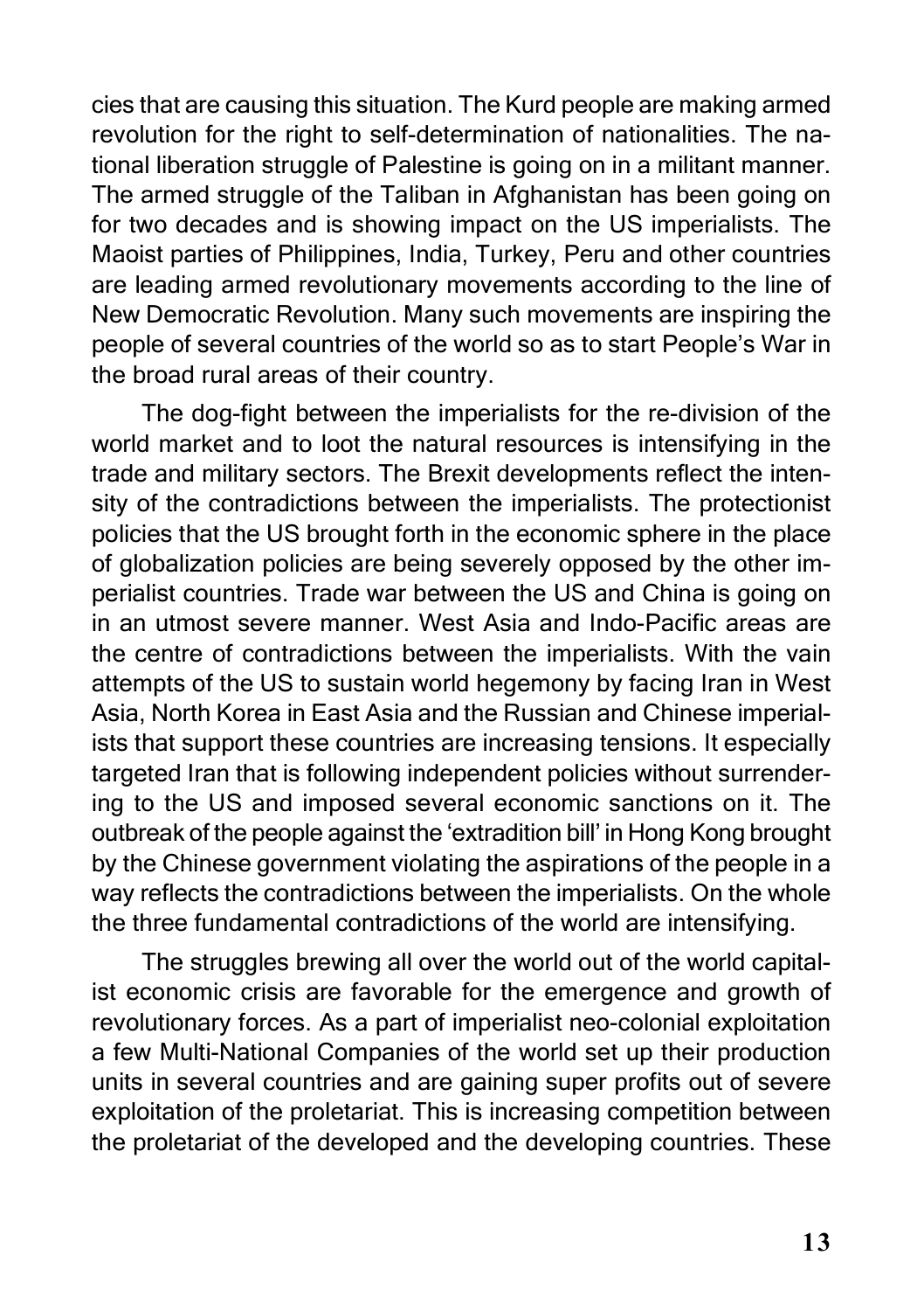cies that are causing this situation. The Kurd people are making armed revolution for the right to self-determination of nationalities. The national liberation struggle of Palestine is going on in a militant manner. The armed struggle of the Taliban in Afghanistan has been going on for two decades and is showing impact on the US imperialists. The Maoist parties of Philippines, India, Turkey, Peru and other countries are leading armed revolutionary movements according to the line of New Democratic Revolution. Many such movements are inspiring the people of several countries of the world so as to start People's War in the broad rural areas of their country.

The dog-fight between the imperialists for the re-division of the world market and to loot the natural resources is intensifying in the trade and military sectors. The Brexit developments reflect the intensity of the contradictions between the imperialists. The protectionist policies that the US brought forth in the economic sphere in the place of globalization policies are being severely opposed by the other imperialist countries. Trade war between the US and China is going on in an utmost severe manner. West Asia and Indo-Pacific areas are the centre of contradictions between the imperialists. With the vain attempts of the US to sustain world hegemony by facing Iran in West Asia, North Korea in East Asia and the Russian and Chinese imperialists that support these countries are increasing tensions. It especially targeted Iran that is following independent policies without surrendering to the US and imposed several economic sanctions on it. The outbreak of the people against the 'extradition bill' in Hong Kong brought by the Chinese government violating the aspirations of the people in a way reflects the contradictions between the imperialists. On the whole the three fundamental contradictions of the world are intensifying.

The struggles brewing all over the world out of the world capitalist economic crisis are favorable for the emergence and growth of revolutionary forces. As a part of imperialist neo-colonial exploitation a few Multi-National Companies of the world set up their production units in several countries and are gaining super profits out of severe exploitation of the proletariat. This is increasing competition between the proletariat of the developed and the developing countries. These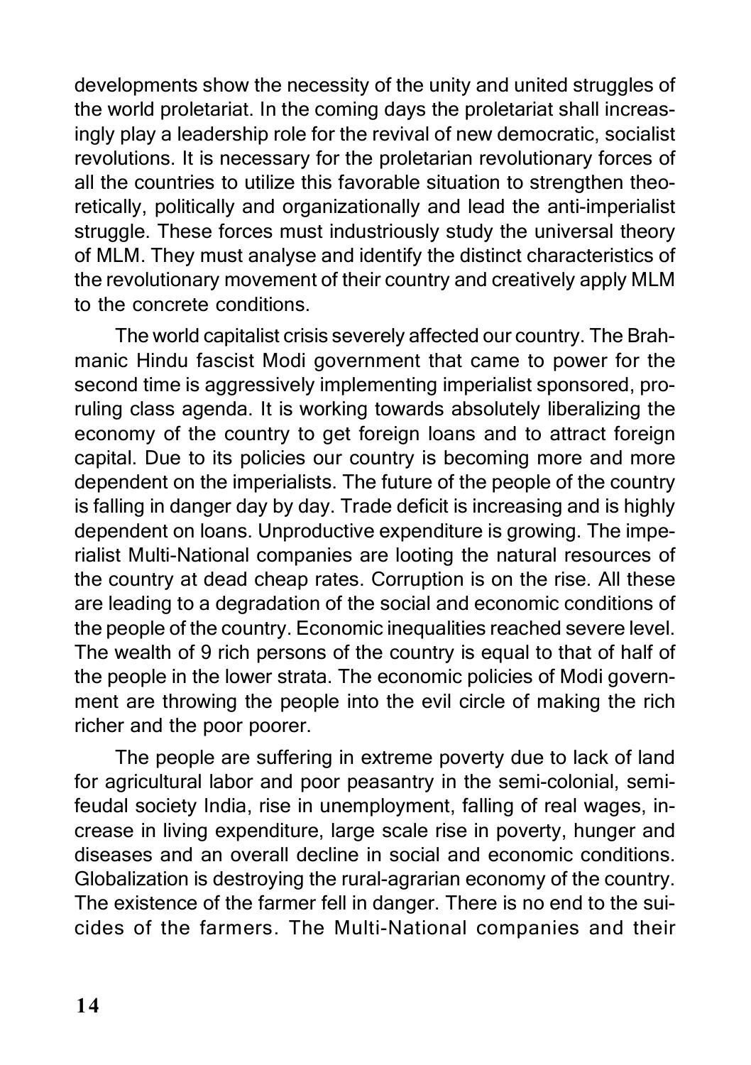developments show the necessity of the unity and united struggles of the world proletariat. In the coming days the proletariat shall increasingly play a leadership role for the revival of new democratic, socialist revolutions. It is necessary for the proletarian revolutionary forces of all the countries to utilize this favorable situation to strengthen theoretically, politically and organizationally and lead the anti-imperialist struggle. These forces must industriously study the universal theory of MLM. They must analyse and identify the distinct characteristics of the revolutionary movement of their country and creatively apply MLM to the concrete conditions.

The world capitalist crisis severely affected our country. The Brahmanic Hindu fascist Modi government that came to power for the second time is aggressively implementing imperialist sponsored, pro-ruling class agenda. It is working towards absolutely liberalizing the economy of the country to get foreign loans and to attract foreign capital. Due to its policies our country is becoming more and more dependent on the imperialists. The future of the people of the country is falling in danger day by day. Trade deficit is increasing and is highly dependent on loans. Unproductive expenditure is growing. The imperialist Multi-National companies are looting the natural resources of the country at dead cheap rates. Corruption is on the rise. All these are leading to a degradation of the social and economic conditions of the people of the country. Economic inequalities reached severe level. The wealth of 9 rich persons of the country is equal to that of half of the people in the lower strata. The economic policies of Modi government are throwing the people into the evil circle of making the rich richer and the poor poorer.

The people are suffering in extreme poverty due to lack of land for agricultural labor and poor peasantry in the semi-colonial, semi-feudal society India, rise in unemployment, falling of real wages, increase in living expenditure, large scale rise in poverty, hunger and diseases and an overall decline in social and economic conditions. Globalization is destroying the rural-agrarian economy of the country. The existence of the farmer fell in danger. There is no end to the suicides of the farmers. The Multi-National companies and their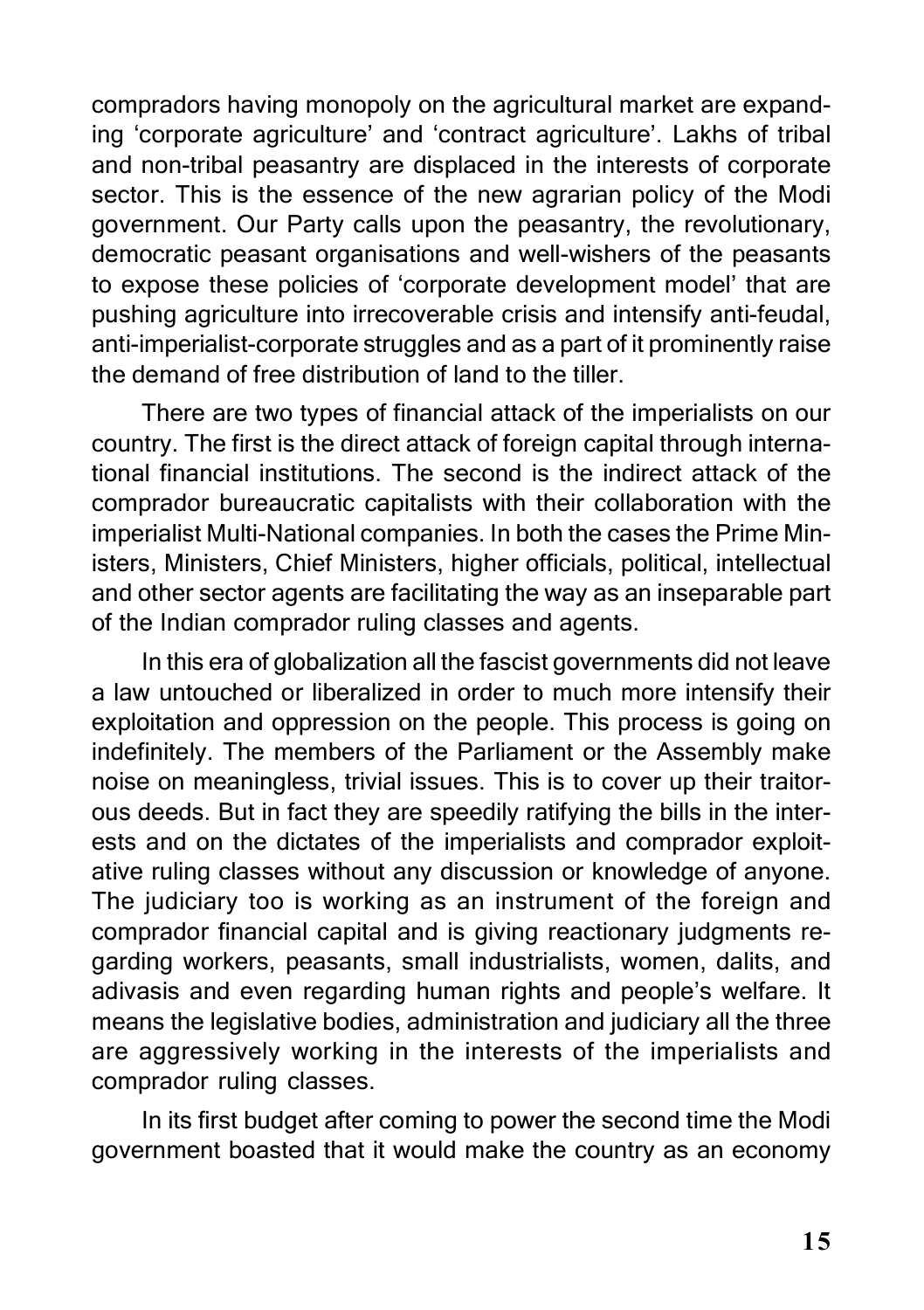compradors having monopoly on the agricultural market are expanding 'corporate agriculture' and 'contract agriculture'. Lakhs of tribal and non-tribal peasantry are displaced in the interests of corporate sector. This is the essence of the new agrarian policy of the Modi government. Our Party calls upon the peasantry, the revolutionary, democratic peasant organisations and well-wishers of the peasants to expose these policies of 'corporate development model' that are pushing agriculture into irrecoverable crisis and intensify anti-feudal, anti-imperialist-corporate struggles and as a part of it prominently raise the demand of free distribution of land to the tiller.

There are two types of financial attack of the imperialists on our country. The first is the direct attack of foreign capital through international financial institutions. The second is the indirect attack of the comprador bureaucratic capitalists with their collaboration with the imperialist Multi-National companies. In both the cases the Prime Ministers, Ministers, Chief Ministers, higher officials, political, intellectual and other sector agents are facilitating the way as an inseparable part of the Indian comprador ruling classes and agents.

In this era of globalization all the fascist governments did not leave a law untouched or liberalized in order to much more intensify their exploitation and oppression on the people. This process is going on indefinitely. The members of the Parliament or the Assembly make noise on meaningless, trivial issues. This is to cover up their traitorous deeds. But in fact they are speedily ratifying the bills in the interests and on the dictates of the imperialists and comprador exploitative ruling classes without any discussion or knowledge of anyone. The judiciary too is working as an instrument of the foreign and comprador financial capital and is giving reactionary judgments regarding workers, peasants, small industrialists, women, dalits, and adivasis and even regarding human rights and people's welfare. It means the legislative bodies, administration and judiciary all the three are aggressively working in the interests of the imperialists and comprador ruling classes.

In its first budget after coming to power the second time the Modi government boasted that it would make the country as an economy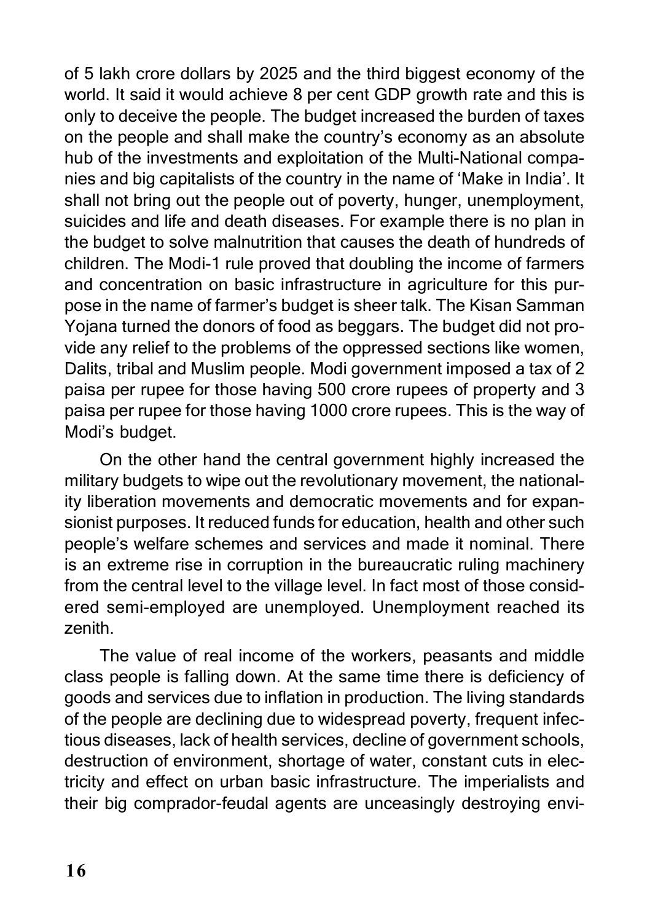of 5 lakh crore dollars by 2025 and the third biggest economy of the world. It said it would achieve 8 per cent GDP growth rate and this is only to deceive the people. The budget increased the burden of taxes on the people and shall make the country's economy as an absolute hub of the investments and exploitation of the Multi-National companies and big capitalists of the country in the name of 'Make in India'. It shall not bring out the people out of poverty, hunger, unemployment, suicides and life and death diseases. For example there is no plan in the budget to solve malnutrition that causes the death of hundreds of children. The Modi-1 rule proved that doubling the income of farmers and concentration on basic infrastructure in agriculture for this purpose in the name of farmer's budget is sheer talk. The Kisan Samman Yojana turned the donors of food as beggars. The budget did not provide any relief to the problems of the oppressed sections like women, Dalits, tribal and Muslim people. Modi government imposed a tax of 2 paisa per rupee for those having 500 crore rupees of property and 3 paisa per rupee for those having 1000 crore rupees. This is the way of Modi's budget.

On the other hand the central government highly increased the military budgets to wipe out the revolutionary movement, the nationality liberation movements and democratic movements and for expansionist purposes. It reduced funds for education, health and other such people's welfare schemes and services and made it nominal. There is an extreme rise in corruption in the bureaucratic ruling machinery from the central level to the village level. In fact most of those considered semi-employed are unemployed. Unemployment reached its zenith.

The value of real income of the workers, peasants and middle class people is falling down. At the same time there is deficiency of goods and services due to inflation in production. The living standards of the people are declining due to widespread poverty, frequent infectious diseases, lack of health services, decline of government schools, destruction of environment, shortage of water, constant cuts in electricity and effect on urban basic infrastructure. The imperialists and their big comprador-feudal agents are unceasingly destroying envi-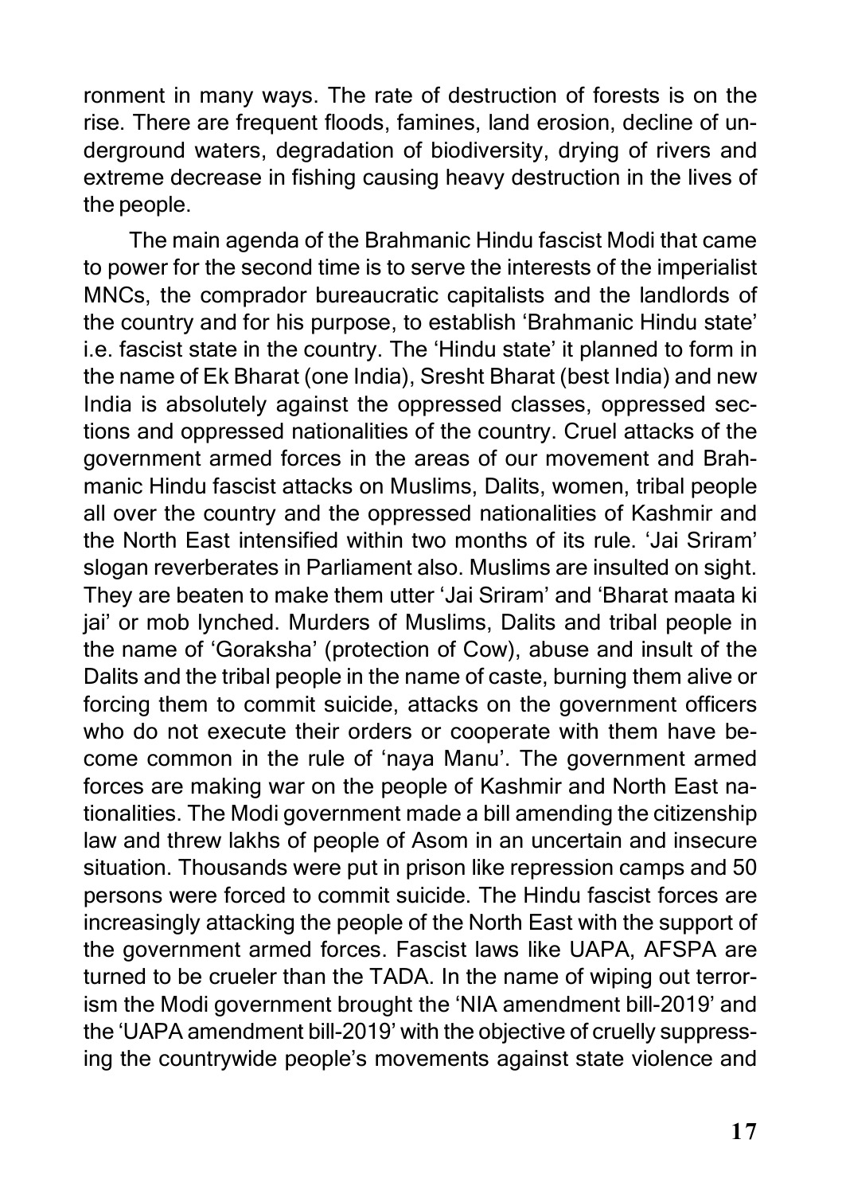ronment in many ways. The rate of destruction of forests is on the rise. There are frequent floods, famines, land erosion, decline of underground waters, degradation of biodiversity, drying of rivers and extreme decrease in fishing causing heavy destruction in the lives of the people.

The main agenda of the Brahmanic Hindu fascist Modi that came to power for the second time is to serve the interests of the imperialist MNCs, the comprador bureaucratic capitalists and the landlords of the country and for his purpose, to establish 'Brahmanic Hindu state' i.e. fascist state in the country. The 'Hindu state' it planned to form in the name of Ek Bharat (one India), Sresht Bharat (best India) and new India is absolutely against the oppressed classes, oppressed sections and oppressed nationalities of the country. Cruel attacks of the government armed forces in the areas of our movement and Brahmanic Hindu fascist attacks on Muslims, Dalits, women, tribal people all over the country and the oppressed nationalities of Kashmir and the North East intensified within two months of its rule. 'Jai Sriram' slogan reverberates in Parliament also. Muslims are insulted on sight. They are beaten to make them utter 'Jai Sriram' and 'Bharat maata ki jai' or mob lynched. Murders of Muslims, Dalits and tribal people in the name of 'Goraksha' (protection of Cow), abuse and insult of the Dalits and the tribal people in the name of caste, burning them alive or forcing them to commit suicide, attacks on the government officers who do not execute their orders or cooperate with them have become common in the rule of 'naya Manu'. The government armed forces are making war on the people of Kashmir and North East nationalities. The Modi government made a bill amending the citizenship law and threw lakhs of people of Asom in an uncertain and insecure situation. Thousands were put in prison like repression camps and 50 persons were forced to commit suicide. The Hindu fascist forces are increasingly attacking the people of the North East with the support of the government armed forces. Fascist laws like UAPA, AFSPA are turned to be crueler than the TADA. In the name of wiping out terrorism the Modi government brought the 'NIA amendment bill-2019' and the 'UAPA amendment bill-2019' with the objective of cruelly suppressing the countrywide people's movements against state violence and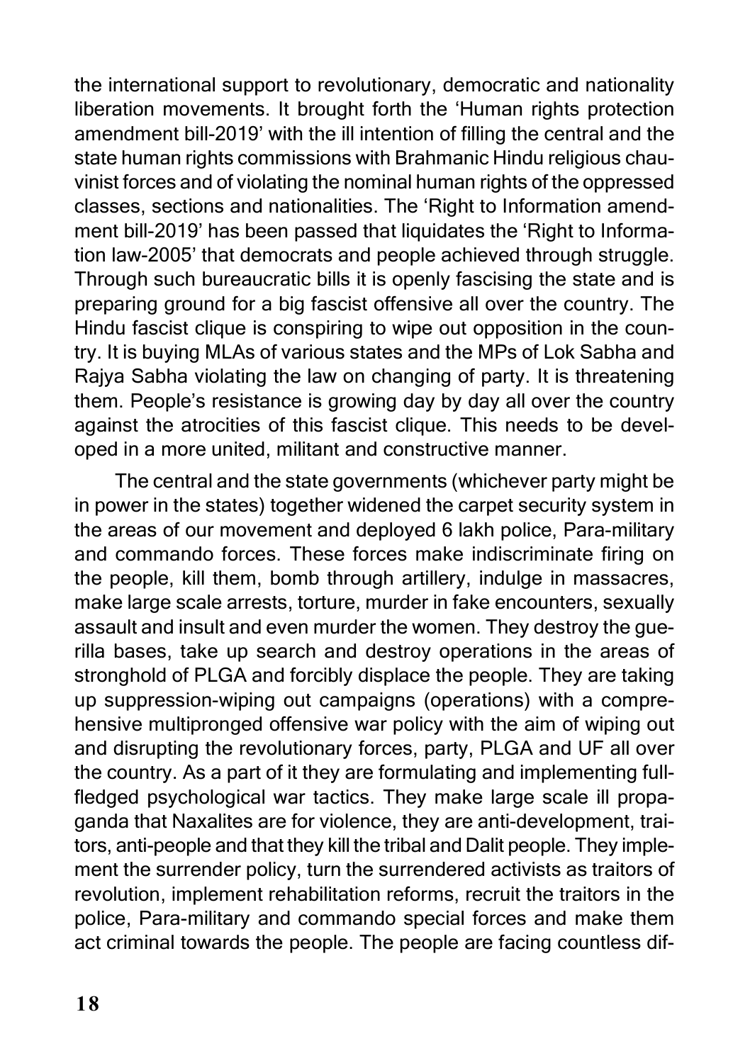the international support to revolutionary, democratic and nationality liberation movements. It brought forth the 'Human rights protection amendment bill-2019' with the ill intention of filling the central and the state human rights commissions with Brahmanic Hindu religious chauvinist forces and of violating the nominal human rights of the oppressed classes, sections and nationalities. The 'Right to Information amendment bill-2019' has been passed that liquidates the 'Right to Information law-2005' that democrats and people achieved through struggle. Through such bureaucratic bills it is openly fascising the state and is preparing ground for a big fascist offensive all over the country. The Hindu fascist clique is conspiring to wipe out opposition in the country. It is buying MLAs of various states and the MPs of Lok Sabha and Rajya Sabha violating the law on changing of party. It is threatening them. People's resistance is growing day by day all over the country against the atrocities of this fascist clique. This needs to be developed in a more united, militant and constructive manner.

The central and the state governments (whichever party might be in power in the states) together widened the carpet security system in the areas of our movement and deployed 6 lakh police, Para-military and commando forces. These forces make indiscriminate firing on the people, kill them, bomb through artillery, indulge in massacres, make large scale arrests, torture, murder in fake encounters, sexually assault and insult and even murder the women. They destroy the guerilla bases, take up search and destroy operations in the areas of stronghold of PLGA and forcibly displace the people. They are taking up suppression-wiping out campaigns (operations) with a comprehensive multipronged offensive war policy with the aim of wiping out and disrupting the revolutionary forces, party, PLGA and UF all over the country. As a part of it they are formulating and implementing full-fledged psychological war tactics. They make large scale ill propaganda that Naxalites are for violence, they are anti-development, traitors, anti-people and that they kill the tribal and Dalit people. They implement the surrender policy, turn the surrendered activists as traitors of revolution, implement rehabilitation reforms, recruit the traitors in the police, Para-military and commando special forces and make them act criminal towards the people. The people are facing countless dif-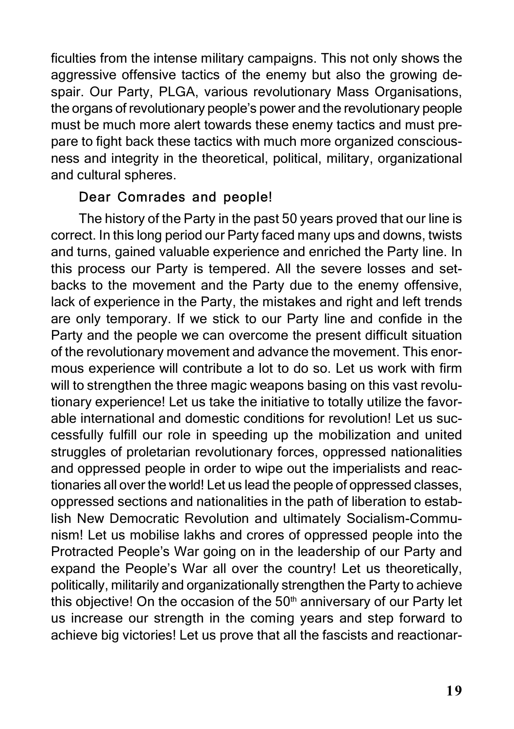ficulties from the intense military campaigns. This not only shows the aggressive offensive tactics of the enemy but also the growing despair. Our Party, PLGA, various revolutionary Mass Organisations, the organs of revolutionary people's power and the revolutionary people must be much more alert towards these enemy tactics and must prepare to fight back these tactics with much more organized consciousness and integrity in the theoretical, political, military, organizational and cultural spheres.

**Dear Comrades and people!**

The history of the Party in the past 50 years proved that our line is correct. In this long period our Party faced many ups and downs, twists and turns, gained valuable experience and enriched the Party line. In this process our Party is tempered. All the severe losses and setbacks to the movement and the Party due to the enemy offensive, lack of experience in the Party, the mistakes and right and left trends are only temporary. If we stick to our Party line and confide in the Party and the people we can overcome the present difficult situation of the revolutionary movement and advance the movement. This enormous experience will contribute a lot to do so. Let us work with firm will to strengthen the three magic weapons basing on this vast revolutionary experience! Let us take the initiative to totally utilize the favorable international and domestic conditions for revolution! Let us successfully fulfill our role in speeding up the mobilization and united struggles of proletarian revolutionary forces, oppressed nationalities and oppressed people in order to wipe out the imperialists and reactionaries all over the world! Let us lead the people of oppressed classes, oppressed sections and nationalities in the path of liberation to establish New Democratic Revolution and ultimately Socialism-Communism! Let us mobilise lakhs and crores of oppressed people into the Protracted People's War going on in the leadership of our Party and expand the People's War all over the country! Let us theoretically, politically, militarily and organizationally strengthen the Party to achieve this objective! On the occasion of the 50th anniversary of our Party let us increase our strength in the coming years and step forward to achieve big victories! Let us prove that all the fascists and reactionar-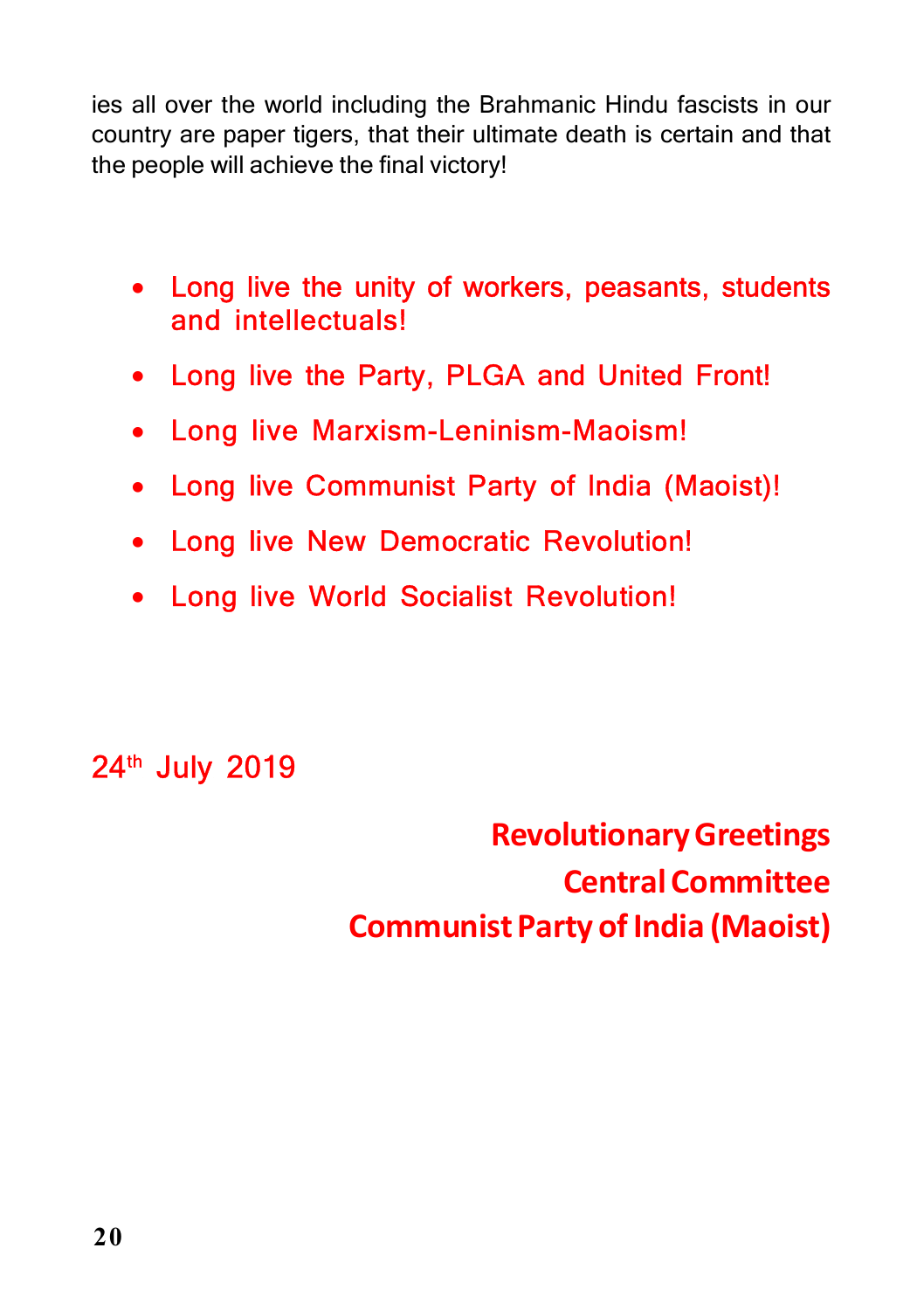ies all over the world including the Brahmanic Hindu fascists in our country are paper tigers, that their ultimate death is certain and that the people will achieve the final victory!

- Long live the unity of workers, peasants, students and intellectuals!
- Long live the Party, PLGA and United Front!
- Long live Marxism-Leninism-Maoism!
- Long live Communist Party of India (Maoist)!
- Long live New Democratic Revolution!
- Long live World Socialist Revolution!

24th July 2019

**Revolutionary Greetings**
**Central Committee**
**Communist Party of India (Maoist)**